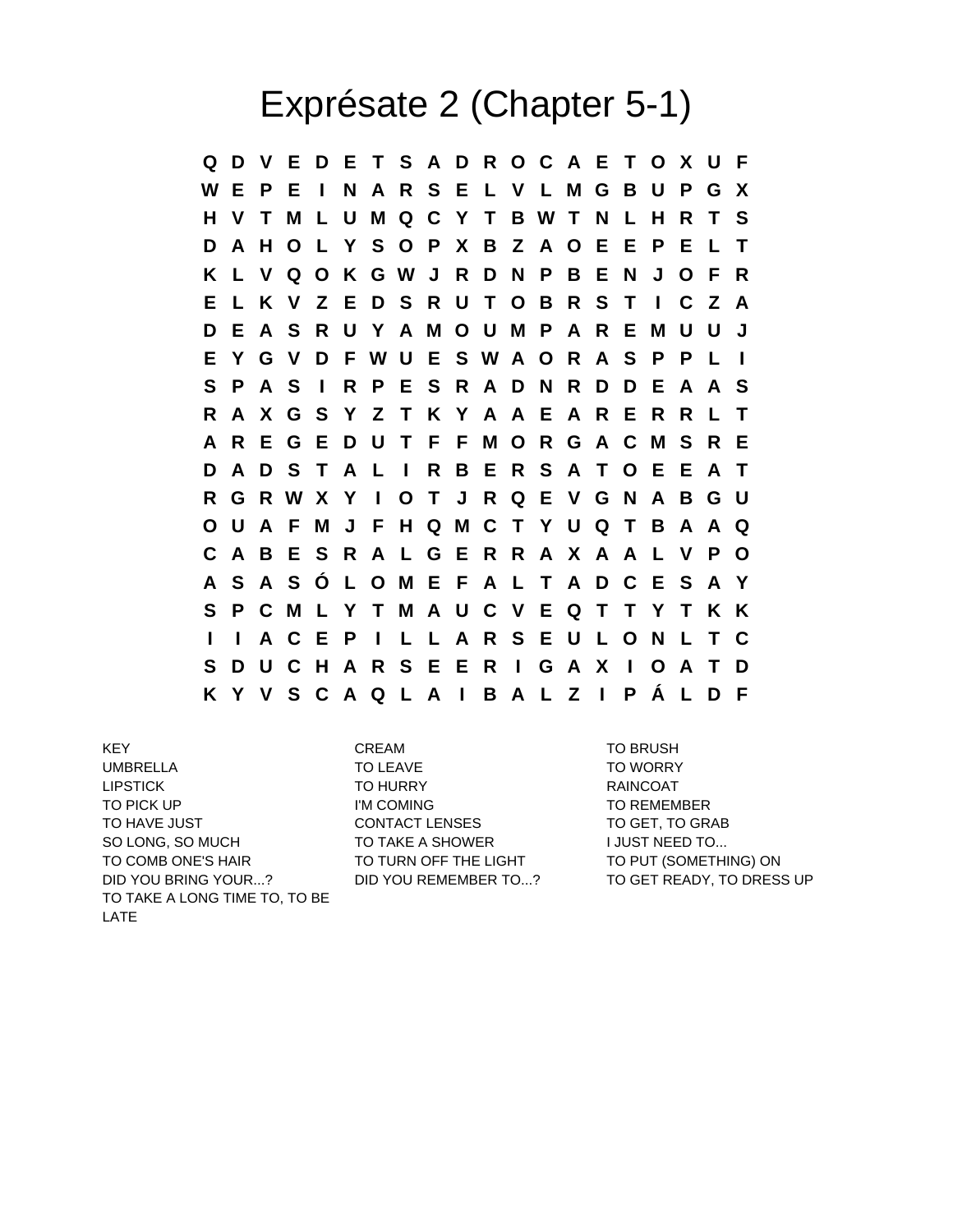# Exprésate 2 (Chapter 5-1)

```
Q D V E D E T S A D R O C A E T O X U F
W E P E I N A R S E L V L M G B U P G X
H V T M L U M Q C Y T B W T N L H R T S
D A H O L Y S O P X B Z A O E E P E L T
K L V Q O K G W J R D N P B E N J O F R
E L K V Z E D S R U T O B R S T I C Z A
D E A S R U Y A M O U M P A R E M U U J
E Y G V D F W U E S W A O R A S P P L I
S P A S I R P E S R A D N R D D E A A S
R A X G S Y Z T K Y A A E A R E R R L T
A R E G E D U T F F M O R G A C M S R E
D A D S T A L I R B E R S A T O E E A T
R G R W X Y I O T J R Q E V G N A B G U
O U A F M J F H Q M C T Y U Q T B A A Q
C A B E S R A L G E R R A X A A L V P O
A S A S Ó L O M E F A L T A D C E S A Y
S P C M L Y T M A U C V E Q T T Y T K K
I I A C E P I L L A R S E U L O N L T C
S D U C H A R S E E R I G A X I O A T D
K Y V S C A Q L A I B A L Z I P Á L D F
```

KEY
UMBRELLA
LIPSTICK
TO PICK UP
TO HAVE JUST
SO LONG, SO MUCH
TO COMB ONE'S HAIR
DID YOU BRING YOUR...?
TO TAKE A LONG TIME TO, TO BE LATE

CREAM
TO LEAVE
TO HURRY
I'M COMING
CONTACT LENSES
TO TAKE A SHOWER
TO TURN OFF THE LIGHT
DID YOU REMEMBER TO...?

TO BRUSH
TO WORRY
RAINCOAT
TO REMEMBER
TO GET, TO GRAB
I JUST NEED TO...
TO PUT (SOMETHING) ON
TO GET READY, TO DRESS UP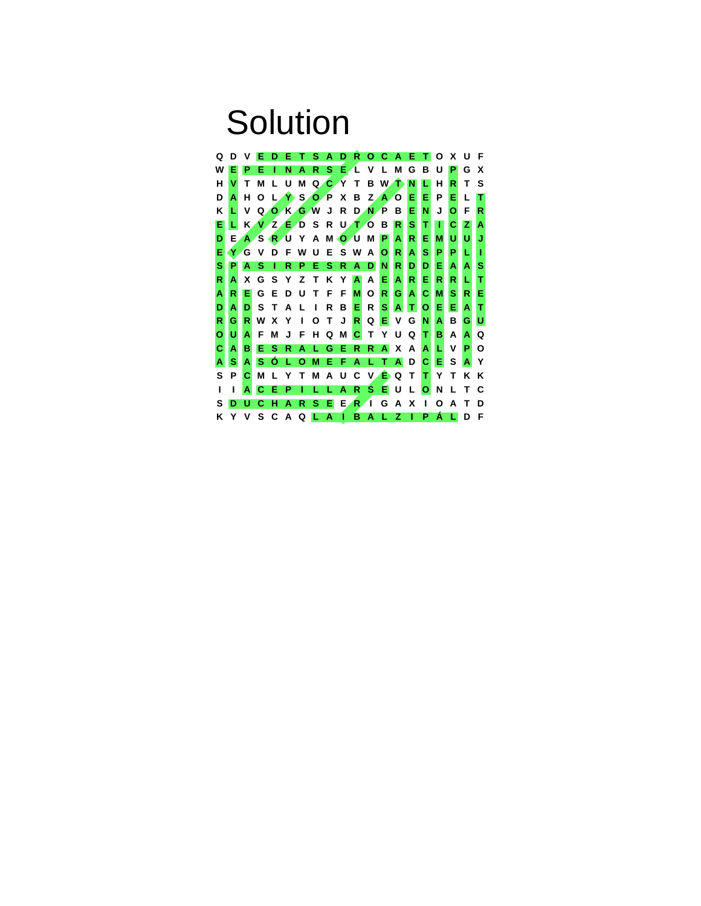# Solution

| | | | | | | | | | | | | | | | | | | | |
|---|---|---|---|---|---|---|---|---|---|---|---|---|---|---|---|---|---|---|---|
| Q | D | V | E | D | E | T | S | A | D | R | O | C | A | E | T | O | X | U | F |
| W | E | P | E | I | N | A | R | S | E | L | V | L | M | G | B | U | P | G | X |
| H | V | T | M | L | U | M | Q | C | Y | T | B | W | T | N | L | H | R | T | S |
| D | A | H | O | L | Y | S | O | P | X | B | Z | A | O | E | E | P | E | L | T |
| K | L | V | Q | O | K | G | W | J | R | D | N | P | B | E | N | J | O | F | R |
| E | L | K | V | Z | E | D | S | R | U | T | O | B | R | S | T | I | C | Z | A |
| D | E | A | S | R | U | Y | A | M | O | U | M | P | A | R | E | M | U | U | J |
| E | Y | G | V | D | F | W | U | E | S | W | A | O | R | A | S | P | P | L | I |
| S | P | A | S | I | R | P | E | S | R | A | D | N | R | D | D | E | A | A | S |
| R | A | X | G | S | Y | Z | T | K | Y | A | A | E | A | R | E | R | R | L | T |
| A | R | E | G | E | D | U | T | F | F | M | O | R | G | A | C | M | S | R | E |
| D | A | D | S | T | A | L | I | R | B | E | R | S | A | T | O | E | E | A | T |
| R | G | R | W | X | Y | I | O | T | J | R | Q | E | V | G | N | A | B | G | U |
| O | U | A | F | M | J | F | H | Q | M | C | T | Y | U | Q | T | B | A | A | Q |
| C | A | B | E | S | R | A | L | G | E | R | R | A | X | A | A | L | V | P | O |
| A | S | A | S | Ó | L | O | M | E | F | A | L | T | A | D | C | E | S | A | Y |
| S | P | C | M | L | Y | T | M | A | U | C | V | E | Q | T | T | Y | T | K | K |
| I | I | A | C | E | P | I | L | L | A | R | S | E | U | L | O | N | L | T | C |
| S | D | U | C | H | A | R | S | E | E | R | I | G | A | X | I | O | A | T | D |
| K | Y | V | S | C | A | Q | L | A | I | B | A | L | Z | I | P | Á | L | D | F |